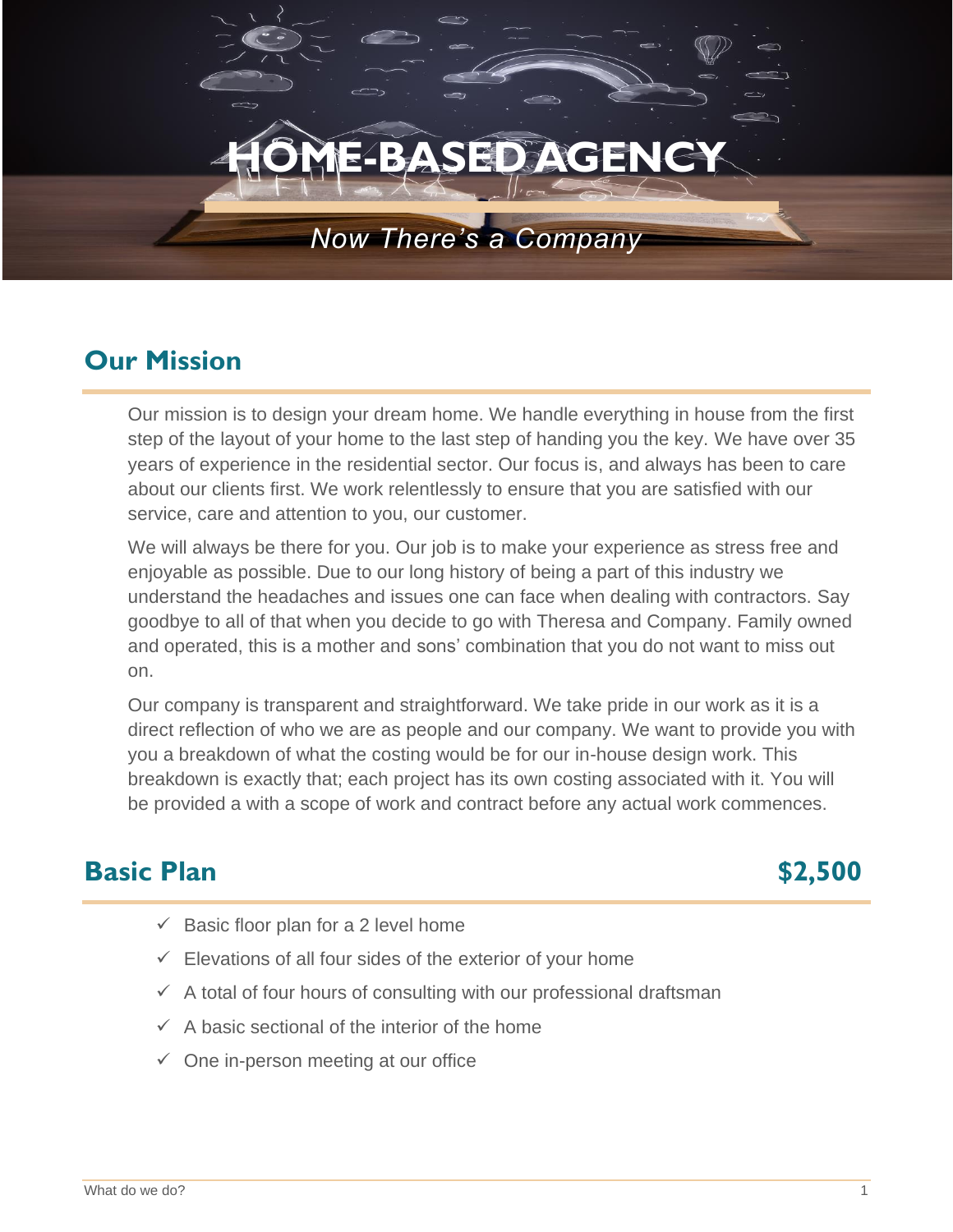# HOME-BASED AGENCY

*Now There's a Company*

## Our Mission

Our mission is to design your dream home. We handle everything in house from the first step of the layout of your home to the last step of handing you the key. We have over 35 years of experience in the residential sector. Our focus is, and always has been to care about our clients first. We work relentlessly to ensure that you are satisfied with our service, care and attention to you, our customer.

We will always be there for you. Our job is to make your experience as stress free and enjoyable as possible. Due to our long history of being a part of this industry we understand the headaches and issues one can face when dealing with contractors. Say goodbye to all of that when you decide to go with Theresa and Company. Family owned and operated, this is a mother and sons' combination that you do not want to miss out on.

Our company is transparent and straightforward. We take pride in our work as it is a direct reflection of who we are as people and our company. We want to provide you with you a breakdown of what the costing would be for our in-house design work. This breakdown is exactly that; each project has its own costing associated with it. You will be provided a with a scope of work and contract before any actual work commences.

## Basic Plan $2,500

- ✓ Basic floor plan for a 2 level home
- ✓ Elevations of all four sides of the exterior of your home
- ✓ A total of four hours of consulting with our professional draftsman
- ✓ A basic sectional of the interior of the home
- ✓ One in-person meeting at our office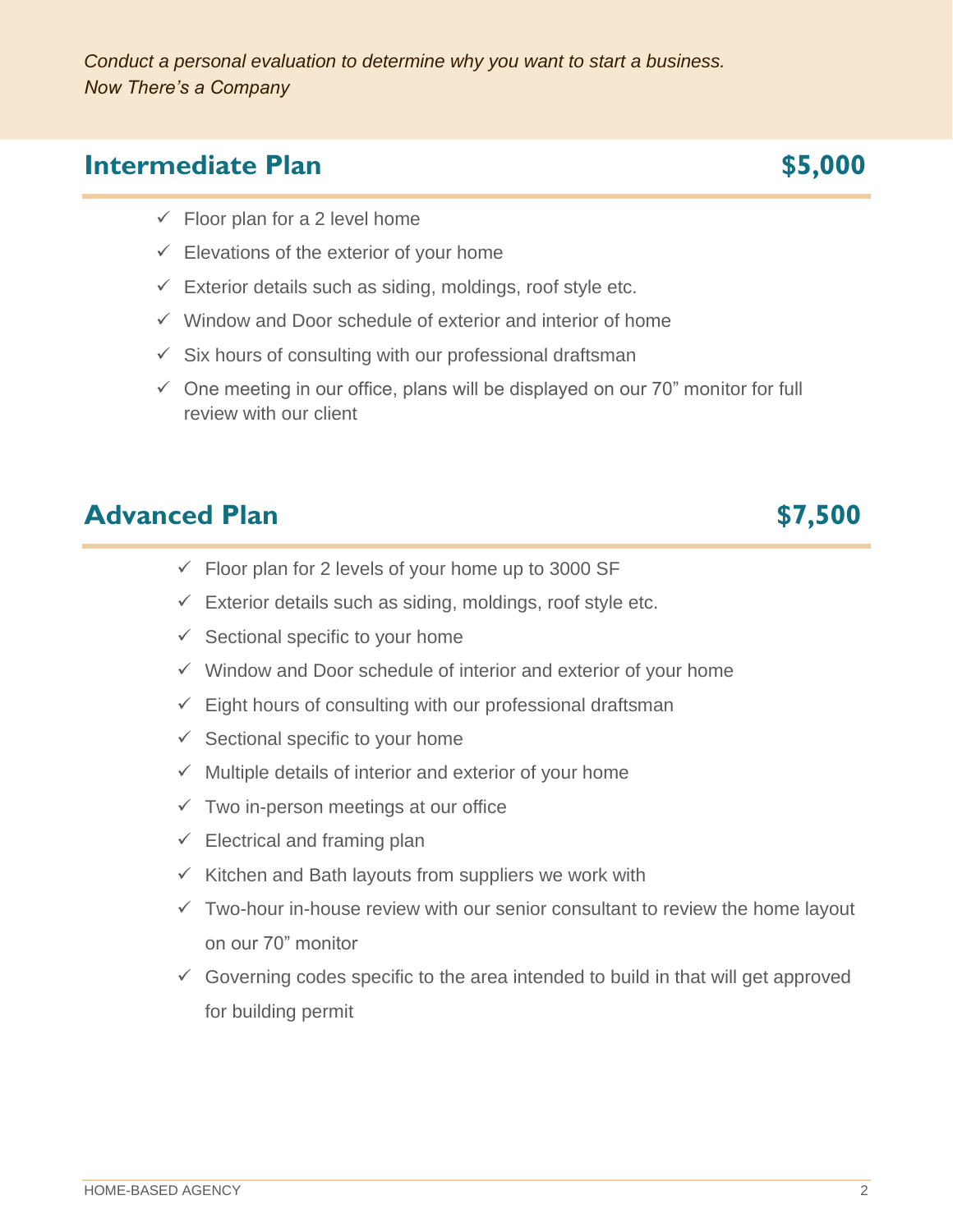*Conduct a personal evaluation to determine why you want to start a business.*
*Now There's a Company*

## Intermediate Plan $5,000

- ✓ Floor plan for a 2 level home
- ✓ Elevations of the exterior of your home
- ✓ Exterior details such as siding, moldings, roof style etc.
- ✓ Window and Door schedule of exterior and interior of home
- ✓ Six hours of consulting with our professional draftsman
- ✓ One meeting in our office, plans will be displayed on our 70" monitor for full review with our client

## Advanced Plan $7,500

- ✓ Floor plan for 2 levels of your home up to 3000 SF
- ✓ Exterior details such as siding, moldings, roof style etc.
- ✓ Sectional specific to your home
- ✓ Window and Door schedule of interior and exterior of your home
- ✓ Eight hours of consulting with our professional draftsman
- ✓ Sectional specific to your home
- ✓ Multiple details of interior and exterior of your home
- ✓ Two in-person meetings at our office
- ✓ Electrical and framing plan
- ✓ Kitchen and Bath layouts from suppliers we work with
- ✓ Two-hour in-house review with our senior consultant to review the home layout on our 70" monitor
- ✓ Governing codes specific to the area intended to build in that will get approved for building permit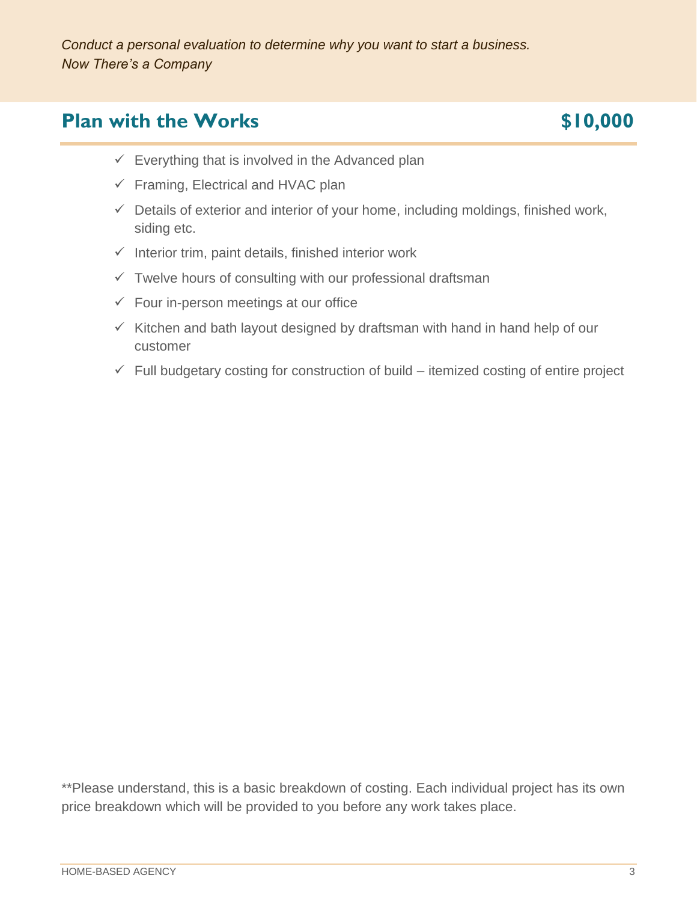## Plan with the Works **$10,000**

- ✓ Everything that is involved in the Advanced plan
- ✓ Framing, Electrical and HVAC plan
- ✓ Details of exterior and interior of your home, including moldings, finished work, siding etc.
- ✓ Interior trim, paint details, finished interior work
- ✓ Twelve hours of consulting with our professional draftsman
- ✓ Four in-person meetings at our office
- ✓ Kitchen and bath layout designed by draftsman with hand in hand help of our customer
- ✓ Full budgetary costing for construction of build – itemized costing of entire project

**Please understand, this is a basic breakdown of costing. Each individual project has its own price breakdown which will be provided to you before any work takes place.